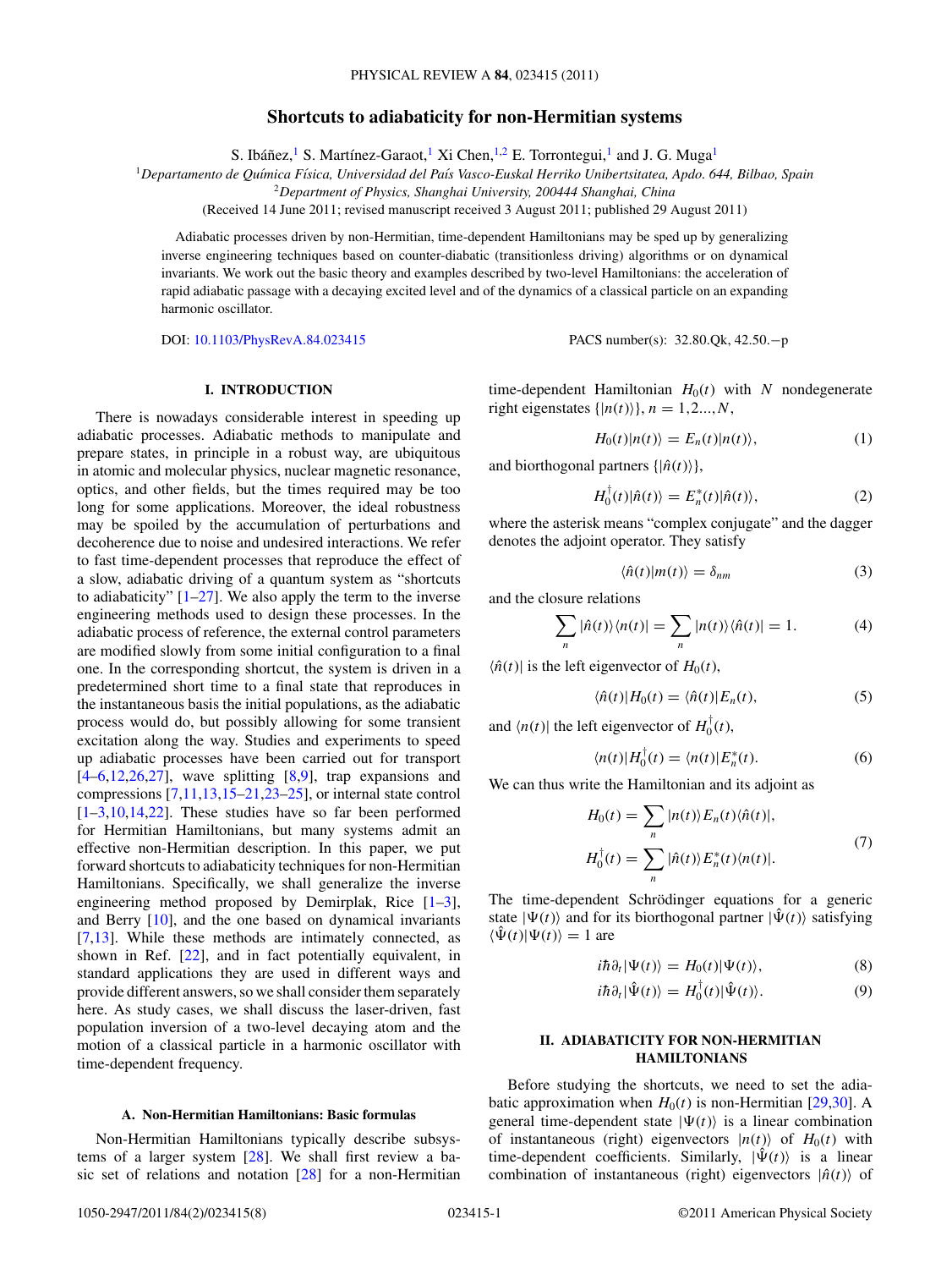# Shortcuts to adiabaticity for non-Hermitian systems

S. Ibáñez,[1] S. Martínez-Garaot,[1] Xi Chen,[1,2] E. Torrontegui,[1] and J. G. Muga[1]

[1]*Departamento de Química Física, Universidad del País Vasco-Euskal Herriko Unibertsitatea, Apdo. 644, Bilbao, Spain*

[2]*Department of Physics, Shanghai University, 200444 Shanghai, China*

(Received 14 June 2011; revised manuscript received 3 August 2011; published 29 August 2011)

Adiabatic processes driven by non-Hermitian, time-dependent Hamiltonians may be sped up by generalizing inverse engineering techniques based on counter-diabatic (transitionless driving) algorithms or on dynamical invariants. We work out the basic theory and examples described by two-level Hamiltonians: the acceleration of rapid adiabatic passage with a decaying excited level and of the dynamics of a classical particle on an expanding harmonic oscillator.

DOI: 10.1103/PhysRevA.84.023415 PACS number(s): 32.80.Qk, 42.50.−p

## I. INTRODUCTION

There is nowadays considerable interest in speeding up adiabatic processes. Adiabatic methods to manipulate and prepare states, in principle in a robust way, are ubiquitous in atomic and molecular physics, nuclear magnetic resonance, optics, and other fields, but the times required may be too long for some applications. Moreover, the ideal robustness may be spoiled by the accumulation of perturbations and decoherence due to noise and undesired interactions. We refer to fast time-dependent processes that reproduce the effect of a slow, adiabatic driving of a quantum system as "shortcuts to adiabaticity" [1–27]. We also apply the term to the inverse engineering methods used to design these processes. In the adiabatic process of reference, the external control parameters are modified slowly from some initial configuration to a final one. In the corresponding shortcut, the system is driven in a predetermined short time to a final state that reproduces in the instantaneous basis the initial populations, as the adiabatic process would do, but possibly allowing for some transient excitation along the way. Studies and experiments to speed up adiabatic processes have been carried out for transport [4–6,12,26,27], wave splitting [8,9], trap expansions and compressions [7,11,13,15–21,23–25], or internal state control [1–3,10,14,22]. These studies have so far been performed for Hermitian Hamiltonians, but many systems admit an effective non-Hermitian description. In this paper, we put forward shortcuts to adiabaticity techniques for non-Hermitian Hamiltonians. Specifically, we shall generalize the inverse engineering method proposed by Demirplak, Rice [1–3], and Berry [10], and the one based on dynamical invariants [7,13]. While these methods are intimately connected, as shown in Ref. [22], and in fact potentially equivalent, in standard applications they are used in different ways and provide different answers, so we shall consider them separately here. As study cases, we shall discuss the laser-driven, fast population inversion of a two-level decaying atom and the motion of a classical particle in a harmonic oscillator with time-dependent frequency.

### A. Non-Hermitian Hamiltonians: Basic formulas

Non-Hermitian Hamiltonians typically describe subsystems of a larger system [28]. We shall first review a basic set of relations and notation [28] for a non-Hermitian time-dependent Hamiltonian $H_0(t)$ with $N$ nondegenerate right eigenstates $\{|n(t)\rangle\}$, $n = 1,2...,N$,

$$H_0(t)|n(t)\rangle = E_n(t)|n(t)\rangle, \tag{1}$$

and biorthogonal partners $\{|\hat{n}(t)\rangle\}$,

$$H_0^\dagger(t)|\hat{n}(t)\rangle = E_n^*(t)|\hat{n}(t)\rangle, \tag{2}$$

where the asterisk means "complex conjugate" and the dagger denotes the adjoint operator. They satisfy

$$\langle\hat{n}(t)|m(t)\rangle = \delta_{nm} \tag{3}$$

and the closure relations

$$\sum_n |\hat{n}(t)\rangle\langle n(t)| = \sum_n |n(t)\rangle\langle\hat{n}(t)| = 1. \tag{4}$$

$\langle\hat{n}(t)|$ is the left eigenvector of $H_0(t)$,

$$\langle\hat{n}(t)|H_0(t) = \langle\hat{n}(t)|E_n(t), \tag{5}$$

and $\langle n(t)|$ the left eigenvector of $H_0^\dagger(t)$,

$$\langle n(t)|H_0^\dagger(t) = \langle n(t)|E_n^*(t). \tag{6}$$

We can thus write the Hamiltonian and its adjoint as

$$\begin{aligned} H_0(t) &= \sum_n |n(t)\rangle E_n(t)\langle\hat{n}(t)|, \\ H_0^\dagger(t) &= \sum_n |\hat{n}(t)\rangle E_n^*(t)\langle n(t)|. \end{aligned} \tag{7}$$

The time-dependent Schrödinger equations for a generic state $|\Psi(t)\rangle$ and for its biorthogonal partner $|\hat{\Psi}(t)\rangle$ satisfying $\langle\hat{\Psi}(t)|\Psi(t)\rangle = 1$ are

$$i\hbar\partial_t|\Psi(t)\rangle = H_0(t)|\Psi(t)\rangle, \tag{8}$$

$$i\hbar\partial_t|\hat{\Psi}(t)\rangle = H_0^\dagger(t)|\hat{\Psi}(t)\rangle. \tag{9}$$

## II. ADIABATICITY FOR NON-HERMITIAN HAMILTONIANS

Before studying the shortcuts, we need to set the adiabatic approximation when $H_0(t)$ is non-Hermitian [29,30]. A general time-dependent state $|\Psi(t)\rangle$ is a linear combination of instantaneous (right) eigenvectors $|n(t)\rangle$ of $H_0(t)$ with time-dependent coefficients. Similarly, $|\hat{\Psi}(t)\rangle$ is a linear combination of instantaneous (right) eigenvectors $|\hat{n}(t)\rangle$ of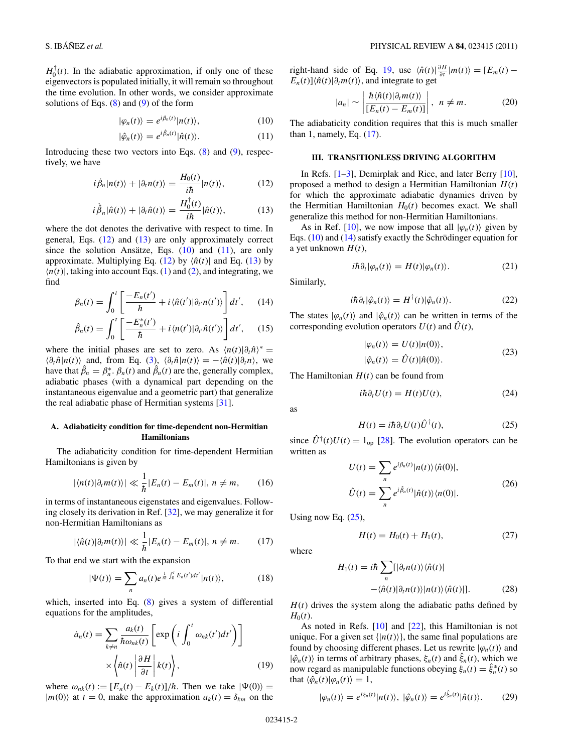$H_0^\dagger(t)$. In the adiabatic approximation, if only one of these eigenvectors is populated initially, it will remain so throughout the time evolution. In other words, we consider approximate solutions of Eqs. (8) and (9) of the form

$$|\varphi_n(t)\rangle = e^{i\beta_n(t)}|n(t)\rangle, \tag{10}$$

$$|\hat{\varphi}_n(t)\rangle = e^{i\hat{\beta}_n(t)}|\hat{n}(t)\rangle. \tag{11}$$

Introducing these two vectors into Eqs. (8) and (9), respectively, we have

$$i\dot{\beta}_n|n(t)\rangle + |\partial_t n(t)\rangle = \frac{H_0(t)}{i\hbar}|n(t)\rangle, \tag{12}$$

$$i\dot{\hat{\beta}}_n|\hat{n}(t)\rangle + |\partial_t \hat{n}(t)\rangle = \frac{H_0^\dagger(t)}{i\hbar}|\hat{n}(t)\rangle, \tag{13}$$

where the dot denotes the derivative with respect to time. In general, Eqs. (12) and (13) are only approximately correct since the solution Ansätze, Eqs. (10) and (11), are only approximate. Multiplying Eq. (12) by $\langle\hat{n}(t)|$ and Eq. (13) by $\langle n(t)|$, taking into account Eqs. (1) and (2), and integrating, we find

$$\beta_n(t) = \int_0^t \left[\frac{-E_n(t')}{\hbar} + i\langle\hat{n}(t')|\partial_{t'}n(t')\rangle\right]dt', \tag{14}$$

$$\hat{\beta}_n(t) = \int_0^t \left[\frac{-E_n^*(t')}{\hbar} + i\langle n(t')|\partial_{t'}\hat{n}(t')\rangle\right]dt', \tag{15}$$

where the initial phases are set to zero. As $\langle n(t)|\partial_t\hat{n}\rangle^* = \langle\partial_t\hat{n}|n(t)\rangle$ and, from Eq. (3), $\langle\partial_t\hat{n}|n(t)\rangle = -\langle\hat{n}(t)|\partial_t n\rangle$, we have that $\hat{\beta}_n = \beta_n^*$. $\beta_n(t)$ and $\hat{\beta}_n(t)$ are the, generally complex, adiabatic phases (with a dynamical part depending on the instantaneous eigenvalue and a geometric part) that generalize the real adiabatic phase of Hermitian systems [31].

### A. Adiabaticity condition for time-dependent non-Hermitian Hamiltonians

The adiabaticity condition for time-dependent Hermitian Hamiltonians is given by

$$|\langle n(t)|\partial_t m(t)\rangle| \ll \frac{1}{\hbar}|E_n(t) - E_m(t)|,\ n \neq m, \tag{16}$$

in terms of instantaneous eigenstates and eigenvalues. Following closely its derivation in Ref. [32], we may generalize it for non-Hermitian Hamiltonians as

$$|\langle\hat{n}(t)|\partial_t m(t)\rangle| \ll \frac{1}{\hbar}|E_n(t) - E_m(t)|,\ n \neq m. \tag{17}$$

To that end we start with the expansion

$$|\Psi(t)\rangle = \sum_n a_n(t) e^{\frac{1}{i\hbar}\int_0^t E_n(t')dt'}|n(t)\rangle, \tag{18}$$

which, inserted into Eq. (8) gives a system of differential equations for the amplitudes,

$$\dot{a}_n(t) = \sum_{k\neq n} \frac{a_k(t)}{\hbar\omega_{nk}(t)}\left[\exp\left(i\int_0^t \omega_{nk}(t')dt'\right)\right] \times \left\langle\hat{n}(t)\left|\frac{\partial H}{\partial t}\right|k(t)\right\rangle, \tag{19}$$

where $\omega_{nk}(t) := [E_n(t) - E_k(t)]/\hbar$. Then we take $|\Psi(0)\rangle = |m(0)\rangle$ at $t = 0$, make the approximation $a_k(t) = \delta_{km}$ on the right-hand side of Eq. 19, use $\langle\hat{n}(t)|\frac{\partial H}{\partial t}|m(t)\rangle = [E_m(t) - E_n(t)]\langle\hat{n}(t)|\partial_t m(t)\rangle$, and integrate to get

$$|a_n| \sim \left|\frac{\hbar\langle\hat{n}(t)|\partial_t m(t)\rangle}{[E_n(t) - E_m(t)]}\right|,\ n \neq m. \tag{20}$$

The adiabaticity condition requires that this is much smaller than 1, namely, Eq. (17).

## III. TRANSITIONLESS DRIVING ALGORITHM

In Refs. [1–3], Demirplak and Rice, and later Berry [10], proposed a method to design a Hermitian Hamiltonian $H(t)$ for which the approximate adiabatic dynamics driven by the Hermitian Hamiltonian $H_0(t)$ becomes exact. We shall generalize this method for non-Hermitian Hamiltonians.

As in Ref. [10], we now impose that all $|\varphi_n(t)\rangle$ given by Eqs. (10) and (14) satisfy exactly the Schrödinger equation for a yet unknown $H(t)$,

$$i\hbar\partial_t|\varphi_n(t)\rangle = H(t)|\varphi_n(t)\rangle. \tag{21}$$

Similarly,

$$i\hbar\partial_t|\hat{\varphi}_n(t)\rangle = H^\dagger(t)|\hat{\varphi}_n(t)\rangle. \tag{22}$$

The states $|\varphi_n(t)\rangle$ and $|\hat{\varphi}_n(t)\rangle$ can be written in terms of the corresponding evolution operators $U(t)$ and $\hat{U}(t)$,

$$\begin{aligned} |\varphi_n(t)\rangle &= U(t)|n(0)\rangle, \\ |\hat{\varphi}_n(t)\rangle &= \hat{U}(t)|\hat{n}(0)\rangle. \end{aligned} \tag{23}$$

The Hamiltonian $H(t)$ can be found from

$$i\hbar\partial_t U(t) = H(t)U(t), \tag{24}$$

as

$$H(t) = i\hbar\partial_t U(t)\hat{U}^\dagger(t), \tag{25}$$

since $\hat{U}^\dagger(t)U(t) = 1_{\text{op}}$ [28]. The evolution operators can be written as

$$\begin{aligned} U(t) &= \sum_n e^{i\beta_n(t)}|n(t)\rangle\langle\hat{n}(0)|, \\ \hat{U}(t) &= \sum_n e^{i\hat{\beta}_n(t)}|\hat{n}(t)\rangle\langle n(0)|. \end{aligned} \tag{26}$$

Using now Eq. (25),

$$H(t) = H_0(t) + H_1(t), \tag{27}$$

where

$$H_1(t) = i\hbar\sum_n [|\partial_t n(t)\rangle\langle\hat{n}(t)| - \langle\hat{n}(t)|\partial_t n(t)\rangle|n(t)\rangle\langle\hat{n}(t)|]. \tag{28}$$

$H(t)$ drives the system along the adiabatic paths defined by $H_0(t)$.

As noted in Refs. [10] and [22], this Hamiltonian is not unique. For a given set $\{|n(t)\rangle\}$, the same final populations are found by choosing different phases. Let us rewrite $|\varphi_n(t)\rangle$ and $|\hat{\varphi}_n(t)\rangle$ in terms of arbitrary phases, $\xi_n(t)$ and $\hat{\xi}_n(t)$, which we now regard as manipulable functions obeying $\xi_n(t) = \hat{\xi}_n^*(t)$ so that $\langle\hat{\varphi}_n(t)|\varphi_n(t)\rangle = 1$,

$$|\varphi_n(t)\rangle = e^{i\xi_n(t)}|n(t)\rangle,\ |\hat{\varphi}_n(t)\rangle = e^{i\hat{\xi}_n(t)}|\hat{n}(t)\rangle. \tag{29}$$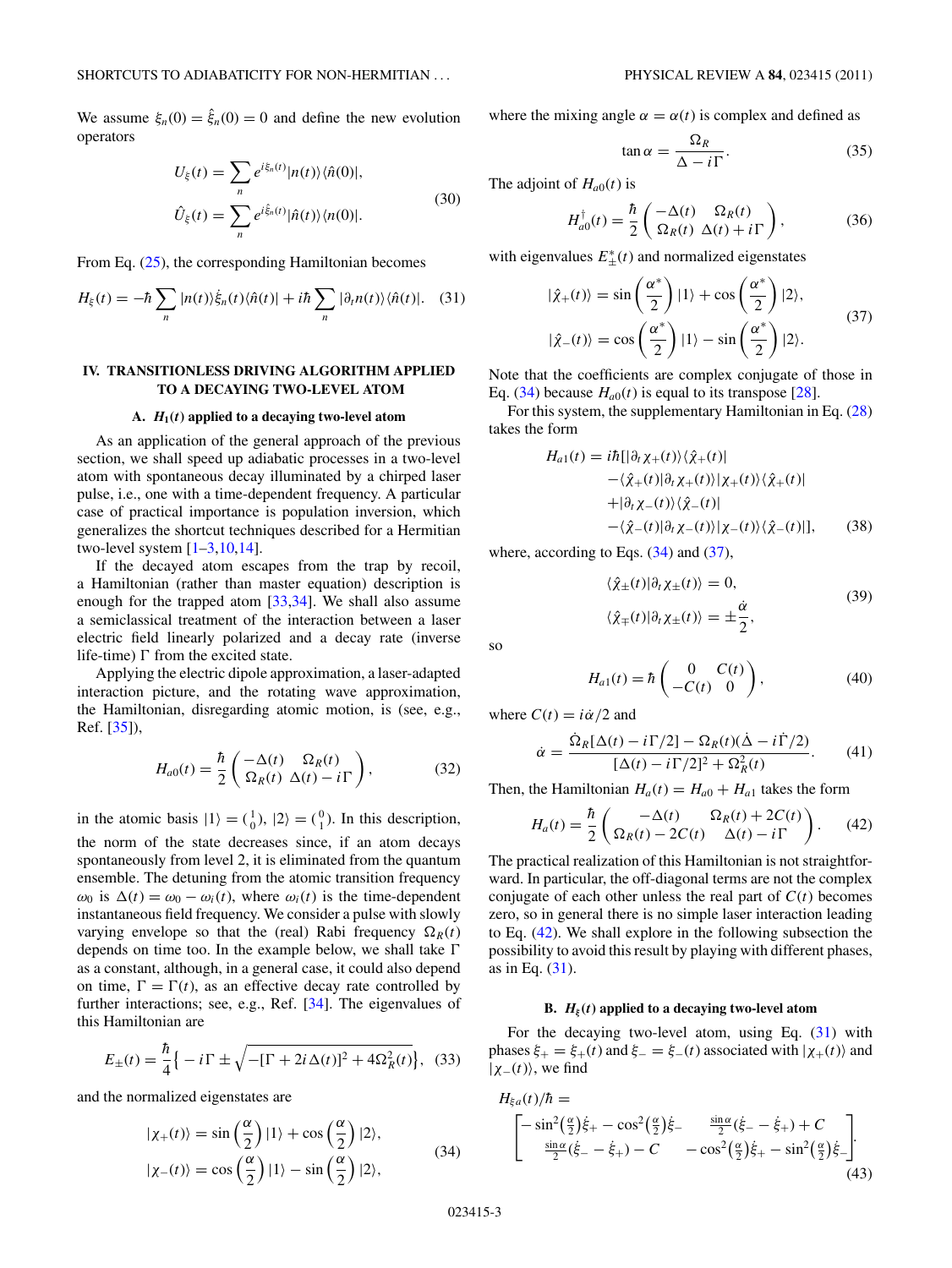We assume $\xi_n(0) = \hat{\xi}_n(0) = 0$ and define the new evolution operators

$$
\begin{aligned}
U_\xi(t) &= \sum_n e^{i\xi_n(t)} |n(t)\rangle\langle \hat{n}(0)|, \\
\hat{U}_\xi(t) &= \sum_n e^{i\hat{\xi}_n(t)} |\hat{n}(t)\rangle\langle n(0)|.
\end{aligned}
\tag{30}
$$

From Eq. (25), the corresponding Hamiltonian becomes

$$
H_\xi(t) = -\hbar \sum_n |n(t)\rangle \dot{\xi}_n(t) \langle \hat{n}(t)| + i\hbar \sum_n |\partial_t n(t)\rangle\langle \hat{n}(t)|. \tag{31}
$$

## IV. TRANSITIONLESS DRIVING ALGORITHM APPLIED TO A DECAYING TWO-LEVEL ATOM

### A. $H_1(t)$ applied to a decaying two-level atom

As an application of the general approach of the previous section, we shall speed up adiabatic processes in a two-level atom with spontaneous decay illuminated by a chirped laser pulse, i.e., one with a time-dependent frequency. A particular case of practical importance is population inversion, which generalizes the shortcut techniques described for a Hermitian two-level system [1–3,10,14].

If the decayed atom escapes from the trap by recoil, a Hamiltonian (rather than master equation) description is enough for the trapped atom [33,34]. We shall also assume a semiclassical treatment of the interaction between a laser electric field linearly polarized and a decay rate (inverse life-time) $\Gamma$ from the excited state.

Applying the electric dipole approximation, a laser-adapted interaction picture, and the rotating wave approximation, the Hamiltonian, disregarding atomic motion, is (see, e.g., Ref. [35]),

$$
H_{a0}(t) = \frac{\hbar}{2}\begin{pmatrix} -\Delta(t) & \Omega_R(t) \\ \Omega_R(t) & \Delta(t) - i\Gamma \end{pmatrix}, \tag{32}
$$

in the atomic basis $|1\rangle = \binom{1}{0}$, $|2\rangle = \binom{0}{1}$. In this description, the norm of the state decreases since, if an atom decays spontaneously from level 2, it is eliminated from the quantum ensemble. The detuning from the atomic transition frequency $\omega_0$ is $\Delta(t) = \omega_0 - \omega_i(t)$, where $\omega_i(t)$ is the time-dependent instantaneous field frequency. We consider a pulse with slowly varying envelope so that the (real) Rabi frequency $\Omega_R(t)$ depends on time too. In the example below, we shall take $\Gamma$ as a constant, although, in a general case, it could also depend on time, $\Gamma = \Gamma(t)$, as an effective decay rate controlled by further interactions; see, e.g., Ref. [34]. The eigenvalues of this Hamiltonian are

$$
E_\pm(t) = \frac{\hbar}{4}\left\{ -i\Gamma \pm \sqrt{-[\Gamma + 2i\Delta(t)]^2 + 4\Omega_R^2(t)} \right\}, \tag{33}
$$

and the normalized eigenstates are

$$
\begin{aligned}
|\chi_+(t)\rangle &= \sin\left(\frac{\alpha}{2}\right)|1\rangle + \cos\left(\frac{\alpha}{2}\right)|2\rangle, \\
|\chi_-(t)\rangle &= \cos\left(\frac{\alpha}{2}\right)|1\rangle - \sin\left(\frac{\alpha}{2}\right)|2\rangle,
\end{aligned}
\tag{34}
$$

where the mixing angle $\alpha = \alpha(t)$ is complex and defined as

$$
\tan\alpha = \frac{\Omega_R}{\Delta - i\Gamma}. \tag{35}
$$

The adjoint of $H_{a0}(t)$ is

$$
H_{a0}^\dagger(t) = \frac{\hbar}{2}\begin{pmatrix} -\Delta(t) & \Omega_R(t) \\ \Omega_R(t) & \Delta(t) + i\Gamma \end{pmatrix}, \tag{36}
$$

with eigenvalues $E_\pm^*(t)$ and normalized eigenstates

$$
\begin{aligned}
|\hat{\chi}_+(t)\rangle &= \sin\left(\frac{\alpha^*}{2}\right)|1\rangle + \cos\left(\frac{\alpha^*}{2}\right)|2\rangle, \\
|\hat{\chi}_-(t)\rangle &= \cos\left(\frac{\alpha^*}{2}\right)|1\rangle - \sin\left(\frac{\alpha^*}{2}\right)|2\rangle.
\end{aligned}
\tag{37}
$$

Note that the coefficients are complex conjugate of those in Eq. (34) because $H_{a0}(t)$ is equal to its transpose [28].

For this system, the supplementary Hamiltonian in Eq. (28) takes the form

$$
\begin{aligned}
H_{a1}(t) = i\hbar[&|\partial_t \chi_+(t)\rangle\langle \hat{\chi}_+(t)| \\
&- \langle \hat{\chi}_+(t)|\partial_t \chi_+(t)\rangle |\chi_+(t)\rangle\langle \hat{\chi}_+(t)| \\
&+ |\partial_t \chi_-(t)\rangle\langle \hat{\chi}_-(t)| \\
&- \langle \hat{\chi}_-(t)|\partial_t \chi_-(t)\rangle |\chi_-(t)\rangle\langle \hat{\chi}_-(t)|],
\end{aligned}
\tag{38}
$$

where, according to Eqs. (34) and (37),

$$
\begin{aligned}
\langle \hat{\chi}_\pm(t)|\partial_t \chi_\pm(t)\rangle &= 0, \\
\langle \hat{\chi}_\mp(t)|\partial_t \chi_\pm(t)\rangle &= \pm\frac{\dot{\alpha}}{2},
\end{aligned}
\tag{39}
$$

so

$$
H_{a1}(t) = \hbar\begin{pmatrix} 0 & C(t) \\ -C(t) & 0 \end{pmatrix}, \tag{40}
$$

where $C(t) = i\dot{\alpha}/2$ and

$$
\dot{\alpha} = \frac{\dot{\Omega}_R[\Delta(t) - i\Gamma/2] - \Omega_R(t)(\dot{\Delta} - i\dot{\Gamma}/2)}{[\Delta(t) - i\Gamma/2]^2 + \Omega_R^2(t)}. \tag{41}
$$

Then, the Hamiltonian $H_a(t) = H_{a0} + H_{a1}$ takes the form

$$
H_a(t) = \frac{\hbar}{2}\begin{pmatrix} -\Delta(t) & \Omega_R(t) + 2C(t) \\ \Omega_R(t) - 2C(t) & \Delta(t) - i\Gamma \end{pmatrix}. \tag{42}
$$

The practical realization of this Hamiltonian is not straightforward. In particular, the off-diagonal terms are not the complex conjugate of each other unless the real part of $C(t)$ becomes zero, so in general there is no simple laser interaction leading to Eq. (42). We shall explore in the following subsection the possibility to avoid this result by playing with different phases, as in Eq. (31).

### B. $H_\xi(t)$ applied to a decaying two-level atom

For the decaying two-level atom, using Eq. (31) with phases $\xi_+ = \xi_+(t)$ and $\xi_- = \xi_-(t)$ associated with $|\chi_+(t)\rangle$ and $|\chi_-(t)\rangle$, we find

$$
H_{\xi a}(t)/\hbar = \begin{bmatrix} -\sin^2\left(\frac{\alpha}{2}\right)\dot{\xi}_+ - \cos^2\left(\frac{\alpha}{2}\right)\dot{\xi}_- & \frac{\sin\alpha}{2}(\dot{\xi}_- - \dot{\xi}_+) + C \\ \frac{\sin\alpha}{2}(\dot{\xi}_- - \dot{\xi}_+) - C & -\cos^2\left(\frac{\alpha}{2}\right)\dot{\xi}_+ - \sin^2\left(\frac{\alpha}{2}\right)\dot{\xi}_- \end{bmatrix}. \tag{43}
$$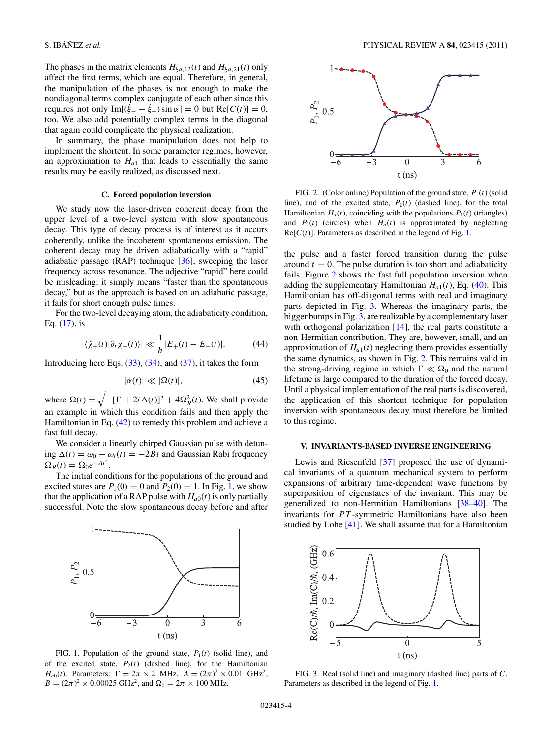The phases in the matrix elements $H_{\xi a,12}(t)$ and $H_{\xi a,21}(t)$ only affect the first terms, which are equal. Therefore, in general, the manipulation of the phases is not enough to make the nondiagonal terms complex conjugate of each other since this requires not only $\mathrm{Im}[(\dot{\xi}_- - \dot{\xi}_+)\sin\alpha] = 0$ but $\mathrm{Re}[C(t)] = 0$, too. We also add potentially complex terms in the diagonal that again could complicate the physical realization.

In summary, the phase manipulation does not help to implement the shortcut. In some parameter regimes, however, an approximation to $H_{a1}$ that leads to essentially the same results may be easily realized, as discussed next.

### C. Forced population inversion

We study now the laser-driven coherent decay from the upper level of a two-level system with slow spontaneous decay. This type of decay process is of interest as it occurs coherently, unlike the incoherent spontaneous emission. The coherent decay may be driven adiabatically with a "rapid" adiabatic passage (RAP) technique [36], sweeping the laser frequency across resonance. The adjective "rapid" here could be misleading: it simply means "faster than the spontaneous decay," but as the approach is based on an adiabatic passage, it fails for short enough pulse times.

For the two-level decaying atom, the adiabaticity condition, Eq. (17), is

$$|\langle \hat{\chi}_+(t)|\partial_t \chi_-(t)\rangle| \ll \frac{1}{\hbar}|E_+(t) - E_-(t)|. \tag{44}$$

Introducing here Eqs. (33), (34), and (37), it takes the form

$$|\dot{\alpha}(t)| \ll |\Omega(t)|, \tag{45}$$

where $\Omega(t) = \sqrt{-[\Gamma + 2i\Delta(t)]^2 + 4\Omega_R^2(t)}$. We shall provide an example in which this condition fails and then apply the Hamiltonian in Eq. (42) to remedy this problem and achieve a fast full decay.

We consider a linearly chirped Gaussian pulse with detuning $\Delta(t) = \omega_0 - \omega_l(t) = -2Bt$ and Gaussian Rabi frequency $\Omega_R(t) = \Omega_0 e^{-At^2}$.

The initial conditions for the populations of the ground and excited states are $P_1(0) = 0$ and $P_2(0) = 1$. In Fig. 1, we show that the application of a RAP pulse with $H_{a0}(t)$ is only partially successful. Note the slow spontaneous decay before and after the pulse and a faster forced transition during the pulse around $t = 0$. The pulse duration is too short and adiabaticity fails. Figure 2 shows the fast full population inversion when adding the supplementary Hamiltonian $H_{a1}(t)$, Eq. (40). This Hamiltonian has off-diagonal terms with real and imaginary parts depicted in Fig. 3. Whereas the imaginary parts, the bigger bumps in Fig. 3, are realizable by a complementary laser with orthogonal polarization [14], the real parts constitute a non-Hermitian contribution. They are, however, small, and an approximation of $H_{a1}(t)$ neglecting them provides essentially the same dynamics, as shown in Fig. 2. This remains valid in the strong-driving regime in which $\Gamma \ll \Omega_0$ and the natural lifetime is large compared to the duration of the forced decay. Until a physical implementation of the real parts is discovered, the application of this shortcut technique for population inversion with spontaneous decay must therefore be limited to this regime.

FIG. 1. Population of the ground state, $P_1(t)$ (solid line), and of the excited state, $P_2(t)$ (dashed line), for the Hamiltonian $H_{a0}(t)$. Parameters: $\Gamma = 2\pi \times 2$ MHz, $A = (2\pi)^2 \times 0.01$ GHz$^2$, $B = (2\pi)^2 \times 0.00025$ GHz$^2$, and $\Omega_0 = 2\pi \times 100$ MHz.

FIG. 2. (Color online) Population of the ground state, $P_1(t)$ (solid line), and of the excited state, $P_2(t)$ (dashed line), for the total Hamiltonian $H_a(t)$, coinciding with the populations $P_1(t)$ (triangles) and $P_2(t)$ (circles) when $H_a(t)$ is approximated by neglecting $\mathrm{Re}[C(t)]$. Parameters as described in the legend of Fig. 1.

FIG. 3. Real (solid line) and imaginary (dashed line) parts of $C$. Parameters as described in the legend of Fig. 1.

## V. INVARIANTS-BASED INVERSE ENGINEERING

Lewis and Riesenfeld [37] proposed the use of dynamical invariants of a quantum mechanical system to perform expansions of arbitrary time-dependent wave functions by superposition of eigenstates of the invariant. This may be generalized to non-Hermitian Hamiltonians [38–40]. The invariants for $PT$-symmetric Hamiltonians have also been studied by Lohe [41]. We shall assume that for a Hamiltonian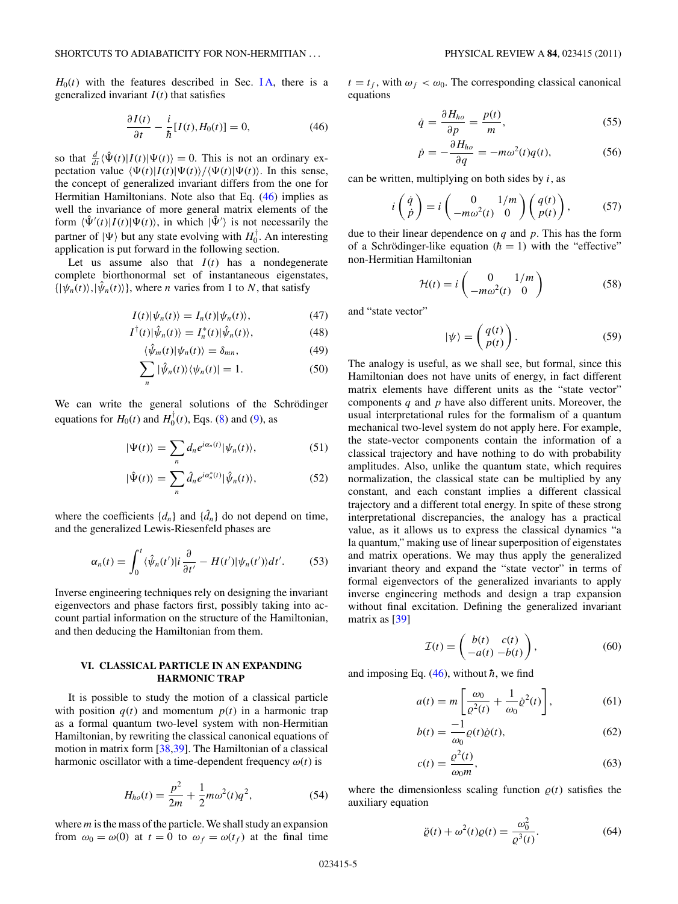$H_0(t)$ with the features described in Sec. I A, there is a generalized invariant $I(t)$ that satisfies

$$\frac{\partial I(t)}{\partial t} - \frac{i}{\hbar}[I(t), H_0(t)] = 0, \tag{46}$$

so that $\frac{d}{dt}\langle\hat{\Psi}(t)|I(t)|\Psi(t)\rangle = 0$. This is not an ordinary expectation value $\langle\Psi(t)|I(t)|\Psi(t)\rangle/\langle\Psi(t)|\Psi(t)\rangle$. In this sense, the concept of generalized invariant differs from the one for Hermitian Hamiltonians. Note also that Eq. (46) implies as well the invariance of more general matrix elements of the form $\langle\hat{\Psi}'(t)|I(t)|\Psi(t)\rangle$, in which $|\hat{\Psi}'\rangle$ is not necessarily the partner of $|\Psi\rangle$ but any state evolving with $H_0^\dagger$. An interesting application is put forward in the following section.

Let us assume also that $I(t)$ has a nondegenerate complete biorthonormal set of instantaneous eigenstates, $\{|\psi_n(t)\rangle, |\hat{\psi}_n(t)\rangle\}$, where $n$ varies from 1 to $N$, that satisfy

$$I(t)|\psi_n(t)\rangle = I_n(t)|\psi_n(t)\rangle, \tag{47}$$

$$I^\dagger(t)|\hat{\psi}_n(t)\rangle = I_n^*(t)|\hat{\psi}_n(t)\rangle, \tag{48}$$

$$\langle\hat{\psi}_m(t)|\psi_n(t)\rangle = \delta_{mn}, \tag{49}$$

$$\sum_n |\hat{\psi}_n(t)\rangle\langle\psi_n(t)| = 1. \tag{50}$$

We can write the general solutions of the Schrödinger equations for $H_0(t)$ and $H_0^\dagger(t)$, Eqs. (8) and (9), as

$$|\Psi(t)\rangle = \sum_n d_n e^{i\alpha_n(t)}|\psi_n(t)\rangle, \tag{51}$$

$$|\hat{\Psi}(t)\rangle = \sum_n \hat{d}_n e^{i\alpha_n^*(t)}|\hat{\psi}_n(t)\rangle, \tag{52}$$

where the coefficients $\{d_n\}$ and $\{\hat{d}_n\}$ do not depend on time, and the generalized Lewis-Riesenfeld phases are

$$\alpha_n(t) = \int_0^t \langle\hat{\psi}_n(t')|i\frac{\partial}{\partial t'} - H(t')|\psi_n(t')\rangle dt'. \tag{53}$$

Inverse engineering techniques rely on designing the invariant eigenvectors and phase factors first, possibly taking into account partial information on the structure of the Hamiltonian, and then deducing the Hamiltonian from them.

## VI. CLASSICAL PARTICLE IN AN EXPANDING HARMONIC TRAP

It is possible to study the motion of a classical particle with position $q(t)$ and momentum $p(t)$ in a harmonic trap as a formal quantum two-level system with non-Hermitian Hamiltonian, by rewriting the classical canonical equations of motion in matrix form [38,39]. The Hamiltonian of a classical harmonic oscillator with a time-dependent frequency $\omega(t)$ is

$$H_{ho}(t) = \frac{p^2}{2m} + \frac{1}{2}m\omega^2(t)q^2, \tag{54}$$

where $m$ is the mass of the particle. We shall study an expansion from $\omega_0 = \omega(0)$ at $t = 0$ to $\omega_f = \omega(t_f)$ at the final time $t = t_f$, with $\omega_f < \omega_0$. The corresponding classical canonical equations

$$\dot{q} = \frac{\partial H_{ho}}{\partial p} = \frac{p(t)}{m}, \tag{55}$$

$$\dot{p} = -\frac{\partial H_{ho}}{\partial q} = -m\omega^2(t)q(t), \tag{56}$$

can be written, multiplying on both sides by $i$, as

$$i\begin{pmatrix}\dot{q}\\ \dot{p}\end{pmatrix} = i\begin{pmatrix}0 & 1/m\\ -m\omega^2(t) & 0\end{pmatrix}\begin{pmatrix}q(t)\\ p(t)\end{pmatrix}, \tag{57}$$

due to their linear dependence on $q$ and $p$. This has the form of a Schrödinger-like equation ($\hbar = 1$) with the "effective" non-Hermitian Hamiltonian

$$\mathcal{H}(t) = i\begin{pmatrix}0 & 1/m\\ -m\omega^2(t) & 0\end{pmatrix} \tag{58}$$

and "state vector"

$$|\psi\rangle = \begin{pmatrix}q(t)\\ p(t)\end{pmatrix}. \tag{59}$$

The analogy is useful, as we shall see, but formal, since this Hamiltonian does not have units of energy, in fact different matrix elements have different units as the "state vector" components $q$ and $p$ have also different units. Moreover, the usual interpretational rules for the formalism of a quantum mechanical two-level system do not apply here. For example, the state-vector components contain the information of a classical trajectory and have nothing to do with probability amplitudes. Also, unlike the quantum state, which requires normalization, the classical state can be multiplied by any constant, and each constant implies a different classical trajectory and a different total energy. In spite of these strong interpretational discrepancies, the analogy has a practical value, as it allows us to express the classical dynamics "a la quantum," making use of linear superposition of eigenstates and matrix operations. We may thus apply the generalized invariant theory and expand the "state vector" in terms of formal eigenvectors of the generalized invariants to apply inverse engineering methods and design a trap expansion without final excitation. Defining the generalized invariant matrix as [39]

$$\mathcal{I}(t) = \begin{pmatrix}b(t) & c(t)\\ -a(t) & -b(t)\end{pmatrix}, \tag{60}$$

and imposing Eq. (46), without $\hbar$, we find

$$a(t) = m\left[\frac{\omega_0}{\varrho^2(t)} + \frac{1}{\omega_0}\dot{\varrho}^2(t)\right], \tag{61}$$

$$b(t) = \frac{-1}{\omega_0}\varrho(t)\dot{\varrho}(t), \tag{62}$$

$$c(t) = \frac{\varrho^2(t)}{\omega_0 m}, \tag{63}$$

where the dimensionless scaling function $\varrho(t)$ satisfies the auxiliary equation

$$\ddot{\varrho}(t) + \omega^2(t)\varrho(t) = \frac{\omega_0^2}{\varrho^3(t)}. \tag{64}$$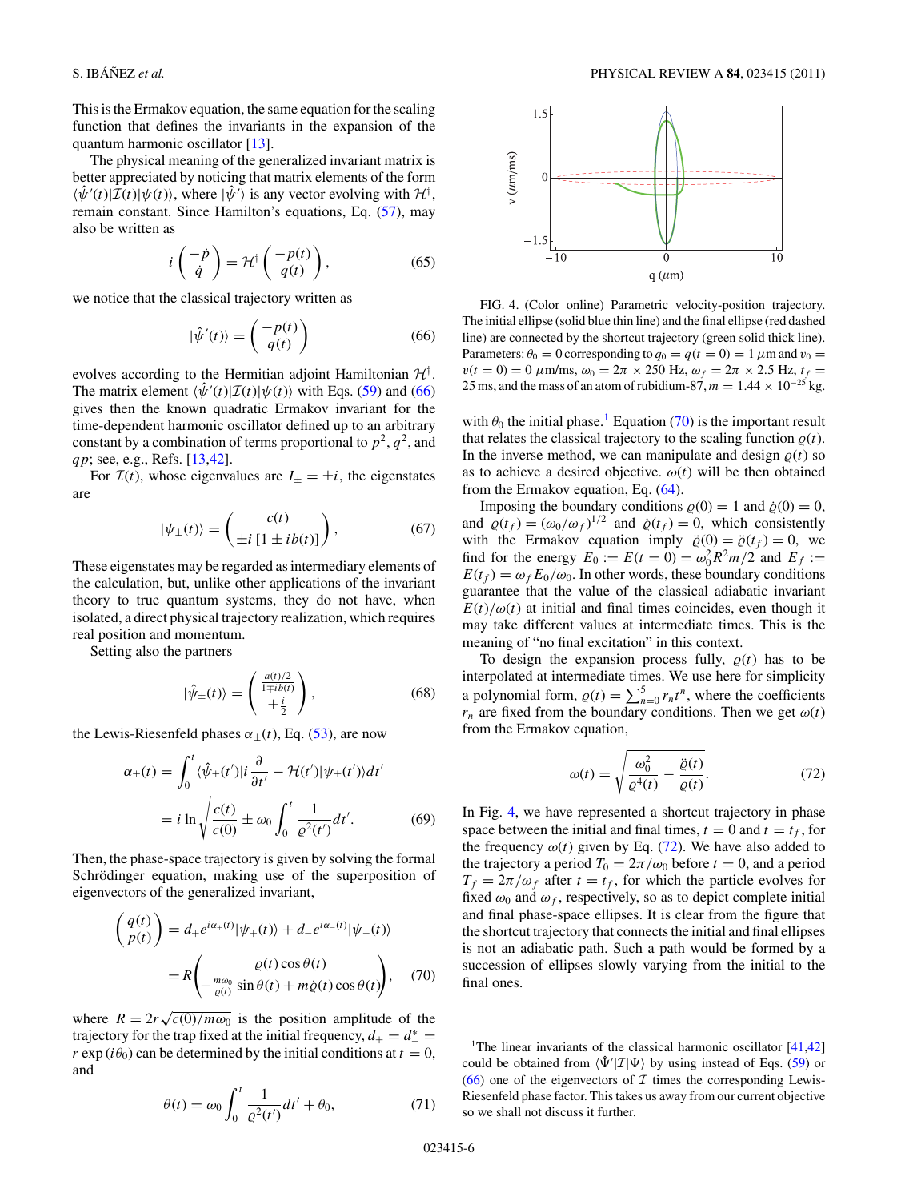This is the Ermakov equation, the same equation for the scaling function that defines the invariants in the expansion of the quantum harmonic oscillator [13].

The physical meaning of the generalized invariant matrix is better appreciated by noticing that matrix elements of the form $\langle\hat{\psi}'(t)|\mathcal{I}(t)|\psi(t)\rangle$, where $|\hat{\psi}'\rangle$ is any vector evolving with $\mathcal{H}^\dagger$, remain constant. Since Hamilton's equations, Eq. (57), may also be written as

$$
i\begin{pmatrix} -\dot{p} \\ \dot{q} \end{pmatrix} = \mathcal{H}^\dagger \begin{pmatrix} -p(t) \\ q(t) \end{pmatrix}, \tag{65}
$$

we notice that the classical trajectory written as

$$
|\hat{\psi}'(t)\rangle = \begin{pmatrix} -p(t) \\ q(t) \end{pmatrix} \tag{66}
$$

evolves according to the Hermitian adjoint Hamiltonian $\mathcal{H}^\dagger$. The matrix element $\langle\hat{\psi}'(t)|\mathcal{I}(t)|\psi(t)\rangle$ with Eqs. (59) and (66) gives then the known quadratic Ermakov invariant for the time-dependent harmonic oscillator defined up to an arbitrary constant by a combination of terms proportional to $p^2$, $q^2$, and $qp$; see, e.g., Refs. [13,42].

For $\mathcal{I}(t)$, whose eigenvalues are $I_\pm = \pm i$, the eigenstates are

$$
|\psi_\pm(t)\rangle = \begin{pmatrix} c(t) \\ \pm i\,[1 \pm i b(t)] \end{pmatrix}, \tag{67}
$$

These eigenstates may be regarded as intermediary elements of the calculation, but, unlike other applications of the invariant theory to true quantum systems, they do not have, when isolated, a direct physical trajectory realization, which requires real position and momentum.

Setting also the partners

$$
|\hat{\psi}_\pm(t)\rangle = \begin{pmatrix} \frac{a(t)/2}{1 \mp i b(t)} \\ \pm \frac{i}{2} \end{pmatrix}, \tag{68}
$$

the Lewis-Riesenfeld phases $\alpha_\pm(t)$, Eq. (53), are now

$$
\begin{aligned}
\alpha_\pm(t) &= \int_0^t \langle\hat{\psi}_\pm(t')|i\frac{\partial}{\partial t'} - \mathcal{H}(t')|\psi_\pm(t')\rangle dt' \\
&= i\,\ln\sqrt{\frac{c(t)}{c(0)}} \pm \omega_0 \int_0^t \frac{1}{\varrho^2(t')}dt'.
\end{aligned} \tag{69}
$$

Then, the phase-space trajectory is given by solving the formal Schrödinger equation, making use of the superposition of eigenvectors of the generalized invariant,

$$
\begin{aligned}
\begin{pmatrix} q(t) \\ p(t) \end{pmatrix} &= d_+ e^{i\alpha_+(t)}|\psi_+(t)\rangle + d_- e^{i\alpha_-(t)}|\psi_-(t)\rangle \\
&= R\begin{pmatrix} \varrho(t)\cos\theta(t) \\ -\frac{m\omega_0}{\varrho(t)}\sin\theta(t) + m\dot{\varrho}(t)\cos\theta(t) \end{pmatrix},
\end{aligned} \tag{70}
$$

where $R = 2r\sqrt{c(0)/m\omega_0}$ is the position amplitude of the trajectory for the trap fixed at the initial frequency, $d_+ = d_-^* = r\exp(i\theta_0)$ can be determined by the initial conditions at $t = 0$, and

$$
\theta(t) = \omega_0 \int_0^t \frac{1}{\varrho^2(t')}dt' + \theta_0, \tag{71}
$$

FIG. 4. (Color online) Parametric velocity-position trajectory. The initial ellipse (solid blue thin line) and the final ellipse (red dashed line) are connected by the shortcut trajectory (green solid thick line). Parameters: $\theta_0 = 0$ corresponding to $q_0 = q(t=0) = 1\ \mu$m and $v_0 = v(t=0) = 0\ \mu$m/ms, $\omega_0 = 2\pi \times 250$ Hz, $\omega_f = 2\pi \times 2.5$ Hz, $t_f = 25$ ms, and the mass of an atom of rubidium-87, $m = 1.44 \times 10^{-25}$ kg.

with $\theta_0$ the initial phase.[1] Equation (70) is the important result that relates the classical trajectory to the scaling function $\varrho(t)$. In the inverse method, we can manipulate and design $\varrho(t)$ so as to achieve a desired objective. $\omega(t)$ will be then obtained from the Ermakov equation, Eq. (64).

Imposing the boundary conditions $\varrho(0) = 1$ and $\dot{\varrho}(0) = 0$, and $\varrho(t_f) = (\omega_0/\omega_f)^{1/2}$ and $\dot{\varrho}(t_f) = 0$, which consistently with the Ermakov equation imply $\ddot{\varrho}(0) = \ddot{\varrho}(t_f) = 0$, we find for the energy $E_0 := E(t=0) = \omega_0^2 R^2 m/2$ and $E_f := E(t_f) = \omega_f E_0/\omega_0$. In other words, these boundary conditions guarantee that the value of the classical adiabatic invariant $E(t)/\omega(t)$ at initial and final times coincides, even though it may take different values at intermediate times. This is the meaning of "no final excitation" in this context.

To design the expansion process fully, $\varrho(t)$ has to be interpolated at intermediate times. We use here for simplicity a polynomial form, $\varrho(t) = \sum_{n=0}^{5} r_n t^n$, where the coefficients $r_n$ are fixed from the boundary conditions. Then we get $\omega(t)$ from the Ermakov equation,

$$
\omega(t) = \sqrt{\frac{\omega_0^2}{\varrho^4(t)} - \frac{\ddot{\varrho}(t)}{\varrho(t)}}. \tag{72}
$$

In Fig. 4, we have represented a shortcut trajectory in phase space between the initial and final times, $t = 0$ and $t = t_f$, for the frequency $\omega(t)$ given by Eq. (72). We have also added to the trajectory a period $T_0 = 2\pi/\omega_0$ before $t = 0$, and a period $T_f = 2\pi/\omega_f$ after $t = t_f$, for which the particle evolves for fixed $\omega_0$ and $\omega_f$, respectively, so as to depict complete initial and final phase-space ellipses. It is clear from the figure that the shortcut trajectory that connects the initial and final ellipses is not an adiabatic path. Such a path would be formed by a succession of ellipses slowly varying from the initial to the final ones.

---

[1] The linear invariants of the classical harmonic oscillator [41,42] could be obtained from $\langle\hat{\Psi}'|\mathcal{I}|\Psi\rangle$ by using instead of Eqs. (59) or (66) one of the eigenvectors of $\mathcal{I}$ times the corresponding Lewis-Riesenfeld phase factor. This takes us away from our current objective so we shall not discuss it further.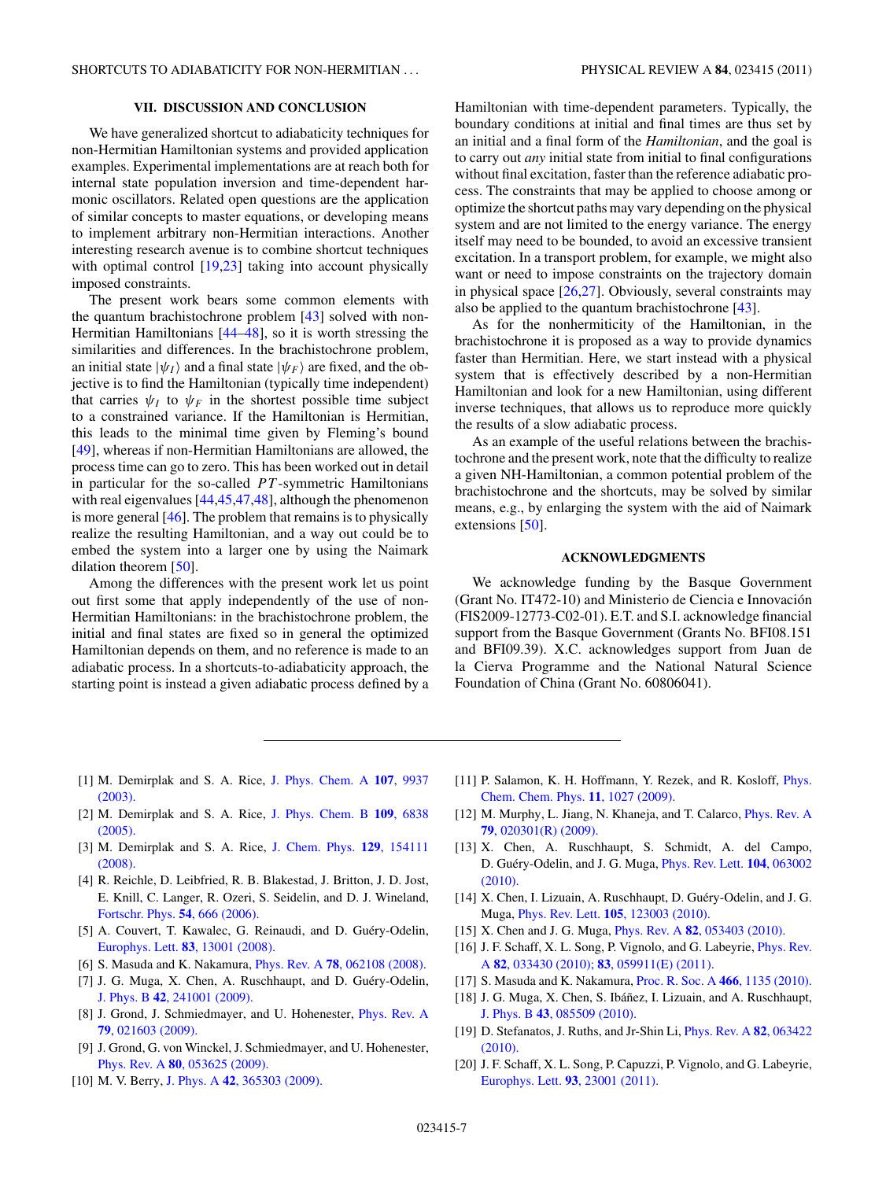## VII. DISCUSSION AND CONCLUSION

We have generalized shortcut to adiabaticity techniques for non-Hermitian Hamiltonian systems and provided application examples. Experimental implementations are at reach both for internal state population inversion and time-dependent harmonic oscillators. Related open questions are the application of similar concepts to master equations, or developing means to implement arbitrary non-Hermitian interactions. Another interesting research avenue is to combine shortcut techniques with optimal control [19,23] taking into account physically imposed constraints.

The present work bears some common elements with the quantum brachistochrone problem [43] solved with non-Hermitian Hamiltonians [44–48], so it is worth stressing the similarities and differences. In the brachistochrone problem, an initial state $|\psi_I\rangle$ and a final state $|\psi_F\rangle$ are fixed, and the objective is to find the Hamiltonian (typically time independent) that carries $\psi_I$ to $\psi_F$ in the shortest possible time subject to a constrained variance. If the Hamiltonian is Hermitian, this leads to the minimal time given by Fleming's bound [49], whereas if non-Hermitian Hamiltonians are allowed, the process time can go to zero. This has been worked out in detail in particular for the so-called $PT$-symmetric Hamiltonians with real eigenvalues [44,45,47,48], although the phenomenon is more general [46]. The problem that remains is to physically realize the resulting Hamiltonian, and a way out could be to embed the system into a larger one by using the Naimark dilation theorem [50].

Among the differences with the present work let us point out first some that apply independently of the use of non-Hermitian Hamiltonians: in the brachistochrone problem, the initial and final states are fixed so in general the optimized Hamiltonian depends on them, and no reference is made to an adiabatic process. In a shortcuts-to-adiabaticity approach, the starting point is instead a given adiabatic process defined by a Hamiltonian with time-dependent parameters. Typically, the boundary conditions at initial and final times are thus set by an initial and a final form of the *Hamiltonian*, and the goal is to carry out *any* initial state from initial to final configurations without final excitation, faster than the reference adiabatic process. The constraints that may be applied to choose among or optimize the shortcut paths may vary depending on the physical system and are not limited to the energy variance. The energy itself may need to be bounded, to avoid an excessive transient excitation. In a transport problem, for example, we might also want or need to impose constraints on the trajectory domain in physical space [26,27]. Obviously, several constraints may also be applied to the quantum brachistochrone [43].

As for the nonhermiticity of the Hamiltonian, in the brachistochrone it is proposed as a way to provide dynamics faster than Hermitian. Here, we start instead with a physical system that is effectively described by a non-Hermitian Hamiltonian and look for a new Hamiltonian, using different inverse techniques, that allows us to reproduce more quickly the results of a slow adiabatic process.

As an example of the useful relations between the brachistochrone and the present work, note that the difficulty to realize a given NH-Hamiltonian, a common potential problem of the brachistochrone and the shortcuts, may be solved by similar means, e.g., by enlarging the system with the aid of Naimark extensions [50].

## ACKNOWLEDGMENTS

We acknowledge funding by the Basque Government (Grant No. IT472-10) and Ministerio de Ciencia e Innovación (FIS2009-12773-C02-01). E.T. and S.I. acknowledge financial support from the Basque Government (Grants No. BFI08.151 and BFI09.39). X.C. acknowledges support from Juan de la Cierva Programme and the National Natural Science Foundation of China (Grant No. 60806041).

---

[1] M. Demirplak and S. A. Rice, J. Phys. Chem. A **107**, 9937 (2003).

[2] M. Demirplak and S. A. Rice, J. Phys. Chem. B **109**, 6838 (2005).

[3] M. Demirplak and S. A. Rice, J. Chem. Phys. **129**, 154111 (2008).

[4] R. Reichle, D. Leibfried, R. B. Blakestad, J. Britton, J. D. Jost, E. Knill, C. Langer, R. Ozeri, S. Seidelin, and D. J. Wineland, Fortschr. Phys. **54**, 666 (2006).

[5] A. Couvert, T. Kawalec, G. Reinaudi, and D. Guéry-Odelin, Europhys. Lett. **83**, 13001 (2008).

[6] S. Masuda and K. Nakamura, Phys. Rev. A **78**, 062108 (2008).

[7] J. G. Muga, X. Chen, A. Ruschhaupt, and D. Guéry-Odelin, J. Phys. B **42**, 241001 (2009).

[8] J. Grond, J. Schmiedmayer, and U. Hohenester, Phys. Rev. A **79**, 021603 (2009).

[9] J. Grond, G. von Winckel, J. Schmiedmayer, and U. Hohenester, Phys. Rev. A **80**, 053625 (2009).

[10] M. V. Berry, J. Phys. A **42**, 365303 (2009).

[11] P. Salamon, K. H. Hoffmann, Y. Rezek, and R. Kosloff, Phys. Chem. Chem. Phys. **11**, 1027 (2009).

[12] M. Murphy, L. Jiang, N. Khaneja, and T. Calarco, Phys. Rev. A **79**, 020301(R) (2009).

[13] X. Chen, A. Ruschhaupt, S. Schmidt, A. del Campo, D. Guéry-Odelin, and J. G. Muga, Phys. Rev. Lett. **104**, 063002 (2010).

[14] X. Chen, I. Lizuain, A. Ruschhaupt, D. Guéry-Odelin, and J. G. Muga, Phys. Rev. Lett. **105**, 123003 (2010).

[15] X. Chen and J. G. Muga, Phys. Rev. A **82**, 053403 (2010).

[16] J. F. Schaff, X. L. Song, P. Vignolo, and G. Labeyrie, Phys. Rev. A **82**, 033430 (2010); **83**, 059911(E) (2011).

[17] S. Masuda and K. Nakamura, Proc. R. Soc. A **466**, 1135 (2010).

[18] J. G. Muga, X. Chen, S. Ibáñez, I. Lizuain, and A. Ruschhaupt, J. Phys. B **43**, 085509 (2010).

[19] D. Stefanatos, J. Ruths, and Jr-Shin Li, Phys. Rev. A **82**, 063422 (2010).

[20] J. F. Schaff, X. L. Song, P. Capuzzi, P. Vignolo, and G. Labeyrie, Europhys. Lett. **93**, 23001 (2011).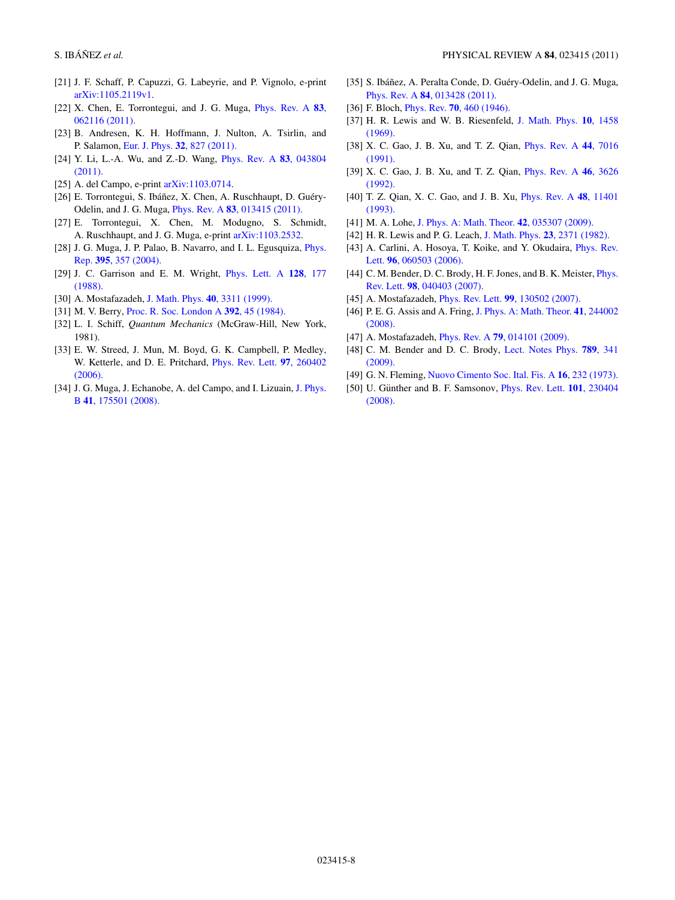[21] J. F. Schaff, P. Capuzzi, G. Labeyrie, and P. Vignolo, e-print arXiv:1105.2119v1.

[22] X. Chen, E. Torrontegui, and J. G. Muga, Phys. Rev. A **83**, 062116 (2011).

[23] B. Andresen, K. H. Hoffmann, J. Nulton, A. Tsirlin, and P. Salamon, Eur. J. Phys. **32**, 827 (2011).

[24] Y. Li, L.-A. Wu, and Z.-D. Wang, Phys. Rev. A **83**, 043804 (2011).

[25] A. del Campo, e-print arXiv:1103.0714.

[26] E. Torrontegui, S. Ibáñez, X. Chen, A. Ruschhaupt, D. Guéry-Odelin, and J. G. Muga, Phys. Rev. A **83**, 013415 (2011).

[27] E. Torrontegui, X. Chen, M. Modugno, S. Schmidt, A. Ruschhaupt, and J. G. Muga, e-print arXiv:1103.2532.

[28] J. G. Muga, J. P. Palao, B. Navarro, and I. L. Egusquiza, Phys. Rep. **395**, 357 (2004).

[29] J. C. Garrison and E. M. Wright, Phys. Lett. A **128**, 177 (1988).

[30] A. Mostafazadeh, J. Math. Phys. **40**, 3311 (1999).

[31] M. V. Berry, Proc. R. Soc. London A **392**, 45 (1984).

[32] L. I. Schiff, *Quantum Mechanics* (McGraw-Hill, New York, 1981).

[33] E. W. Streed, J. Mun, M. Boyd, G. K. Campbell, P. Medley, W. Ketterle, and D. E. Pritchard, Phys. Rev. Lett. **97**, 260402 (2006).

[34] J. G. Muga, J. Echanobe, A. del Campo, and I. Lizuain, J. Phys. B **41**, 175501 (2008).

[35] S. Ibáñez, A. Peralta Conde, D. Guéry-Odelin, and J. G. Muga, Phys. Rev. A **84**, 013428 (2011).

[36] F. Bloch, Phys. Rev. **70**, 460 (1946).

[37] H. R. Lewis and W. B. Riesenfeld, J. Math. Phys. **10**, 1458 (1969).

[38] X. C. Gao, J. B. Xu, and T. Z. Qian, Phys. Rev. A **44**, 7016 (1991).

[39] X. C. Gao, J. B. Xu, and T. Z. Qian, Phys. Rev. A **46**, 3626 (1992).

[40] T. Z. Qian, X. C. Gao, and J. B. Xu, Phys. Rev. A **48**, 11401 (1993).

[41] M. A. Lohe, J. Phys. A: Math. Theor. **42**, 035307 (2009).

[42] H. R. Lewis and P. G. Leach, J. Math. Phys. **23**, 2371 (1982).

[43] A. Carlini, A. Hosoya, T. Koike, and Y. Okudaira, Phys. Rev. Lett. **96**, 060503 (2006).

[44] C. M. Bender, D. C. Brody, H. F. Jones, and B. K. Meister, Phys. Rev. Lett. **98**, 040403 (2007).

[45] A. Mostafazadeh, Phys. Rev. Lett. **99**, 130502 (2007).

[46] P. E. G. Assis and A. Fring, J. Phys. A: Math. Theor. **41**, 244002 (2008).

[47] A. Mostafazadeh, Phys. Rev. A **79**, 014101 (2009).

[48] C. M. Bender and D. C. Brody, Lect. Notes Phys. **789**, 341 (2009).

[49] G. N. Fleming, Nuovo Cimento Soc. Ital. Fis. A **16**, 232 (1973).

[50] U. Günther and B. F. Samsonov, Phys. Rev. Lett. **101**, 230404 (2008).